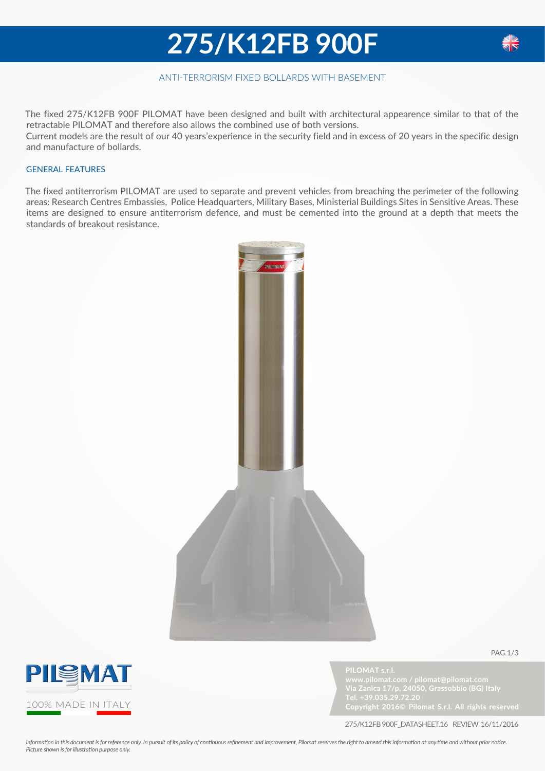# 275/K12FB 900F

ANTI-TERRORISM FIXED BOLLARDS WITH BASEMENT

The fixed 275/K12FB 900F PILOMAT have been designed and built with architectural appearence similar to that of the retractable PILOMAT and therefore also allows the combined use of both versions.
Current models are the result of our 40 years'experience in the security field and in excess of 20 years in the specific design and manufacture of bollards.

## GENERAL FEATURES

The fixed antiterrorism PILOMAT are used to separate and prevent vehicles from breaching the perimeter of the following areas: Research Centres Embassies, Police Headquarters, Military Bases, Ministerial Buildings Sites in Sensitive Areas. These items are designed to ensure antiterrorism defence, and must be cemented into the ground at a depth that meets the standards of breakout resistance.

PILOMAT

100% MADE IN ITALY

**PILOMAT s.r.l.**
**www.pilomat.com / pilomat@pilomat.com**
**Via Zanica 17/p, 24050, Grassobbio (BG) Italy**
**Tel. +39.035.29.72.20**
**Copyright 2016© Pilomat S.r.l. All rights reserved**

275/K12FB 900F_DATASHEET.16 REVIEW 16/11/2016

*Information in this document is for reference only. In pursuit of its policy of continuous refinement and improvement, Pilomat reserves the right to amend this information at any time and without prior notice. Picture shown is for illustration purpose only.*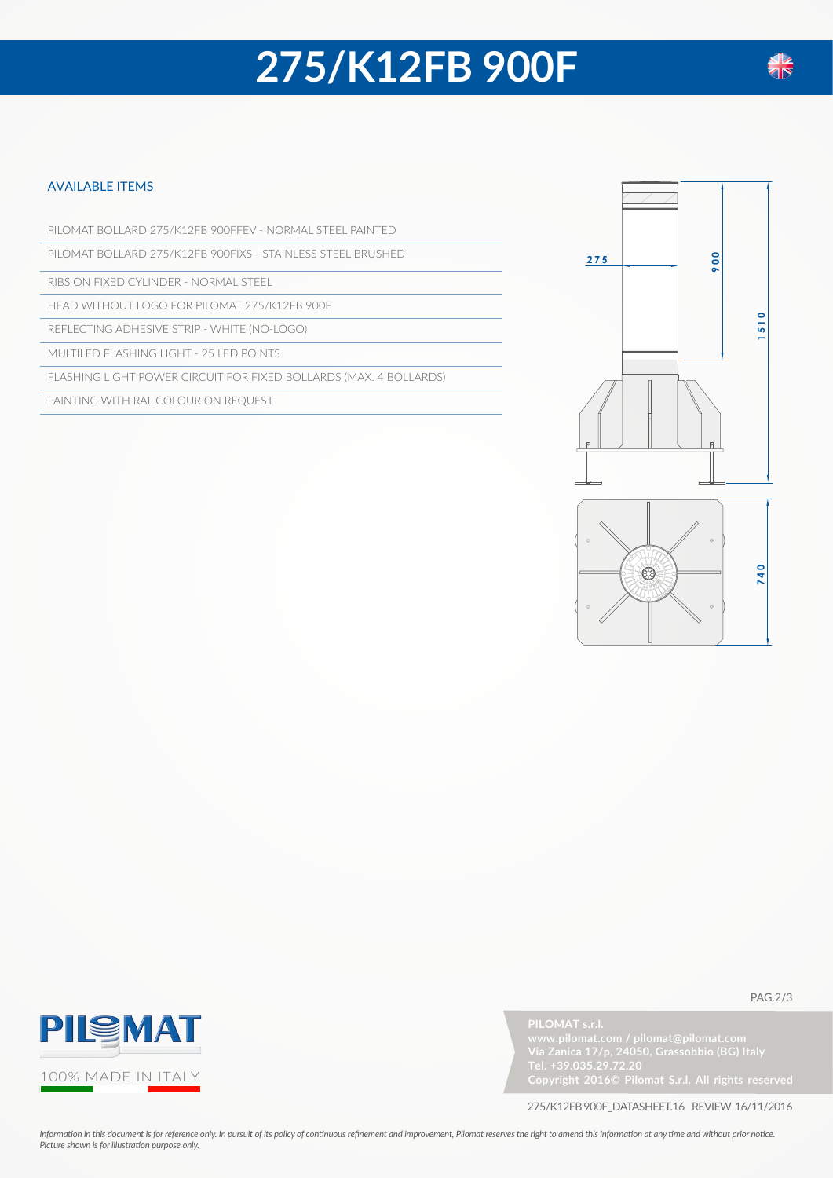# 275/K12FB 900F

## AVAILABLE ITEMS

- PILOMAT BOLLARD 275/K12FB 900FFEV - NORMAL STEEL PAINTED
- PILOMAT BOLLARD 275/K12FB 900FIXS - STAINLESS STEEL BRUSHED
- RIBS ON FIXED CYLINDER - NORMAL STEEL
- HEAD WITHOUT LOGO FOR PILOMAT 275/K12FB 900F
- REFLECTING ADHESIVE STRIP - WHITE (NO-LOGO)
- MULTILED FLASHING LIGHT - 25 LED POINTS
- FLASHING LIGHT POWER CIRCUIT FOR FIXED BOLLARDS (MAX. 4 BOLLARDS)
- PAINTING WITH RAL COLOUR ON REQUEST

275

900

1510

740

PILOMAT
100% MADE IN ITALY

**PILOMAT s.r.l.**
**www.pilomat.com / pilomat@pilomat.com**
**Via Zanica 17/p, 24050, Grassobbio (BG) Italy**
**Tel. +39.035.29.72.20**
**Copyright 2016© Pilomat S.r.l. All rights reserved**

275/K12FB 900F_DATASHEET.16 REVIEW 16/11/2016

*Information in this document is for reference only. In pursuit of its policy of continuous refinement and improvement, Pilomat reserves the right to amend this information at any time and without prior notice. Picture shown is for illustration purpose only.*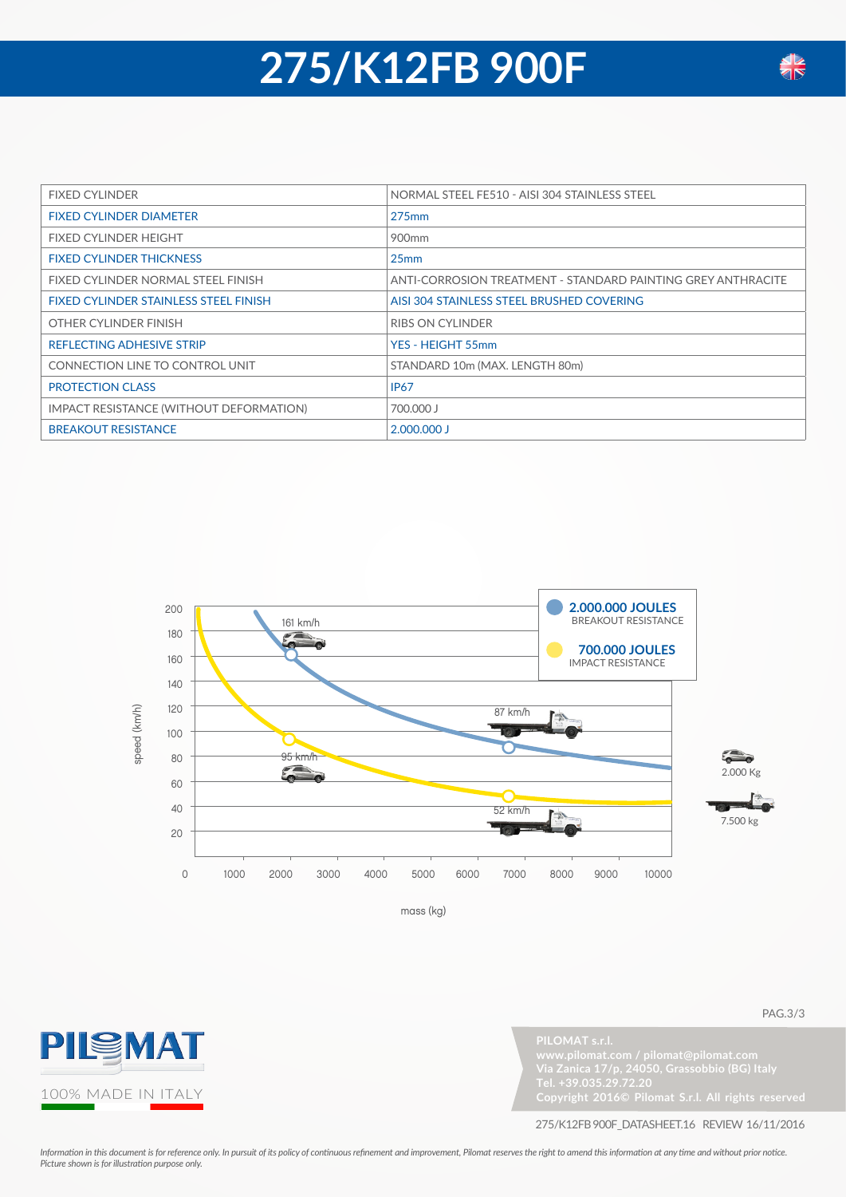# 275/K12FB 900F

| | |
|---|---|
| FIXED CYLINDER | NORMAL STEEL FE510 - AISI 304 STAINLESS STEEL |
| FIXED CYLINDER DIAMETER | 275mm |
| FIXED CYLINDER HEIGHT | 900mm |
| FIXED CYLINDER THICKNESS | 25mm |
| FIXED CYLINDER NORMAL STEEL FINISH | ANTI-CORROSION TREATMENT - STANDARD PAINTING GREY ANTHRACITE |
| FIXED CYLINDER STAINLESS STEEL FINISH | AISI 304 STAINLESS STEEL BRUSHED COVERING |
| OTHER CYLINDER FINISH | RIBS ON CYLINDER |
| REFLECTING ADHESIVE STRIP | YES - HEIGHT 55mm |
| CONNECTION LINE TO CONTROL UNIT | STANDARD 10m (MAX. LENGTH 80m) |
| PROTECTION CLASS | IP67 |
| IMPACT RESISTANCE (WITHOUT DEFORMATION) | 700.000 J |
| BREAKOUT RESISTANCE | 2.000.000 J |

2.000.000 JOULES
BREAKOUT RESISTANCE

700.000 JOULES
IMPACT RESISTANCE

161 km/h
87 km/h
95 km/h
52 km/h

2.000 Kg
7.500 kg

speed (km/h)
200
180
160
140
120
100
80
60
40
20

0
1000
2000
3000
4000
5000
6000
7000
8000
9000
10000

mass (kg)

PILOMAT
100% MADE IN ITALY

PILOMAT s.r.l.
www.pilomat.com / pilomat@pilomat.com
Via Zanica 17/p, 24050, Grassobbio (BG) Italy
Tel. +39.035.29.72.20
Copyright 2016© Pilomat S.r.l. All rights reserved

275/K12FB 900F_DATASHEET.16 REVIEW 16/11/2016

*Information in this document is for reference only. In pursuit of its policy of continuous refinement and improvement, Pilomat reserves the right to amend this information at any time and without prior notice. Picture shown is for illustration purpose only.*